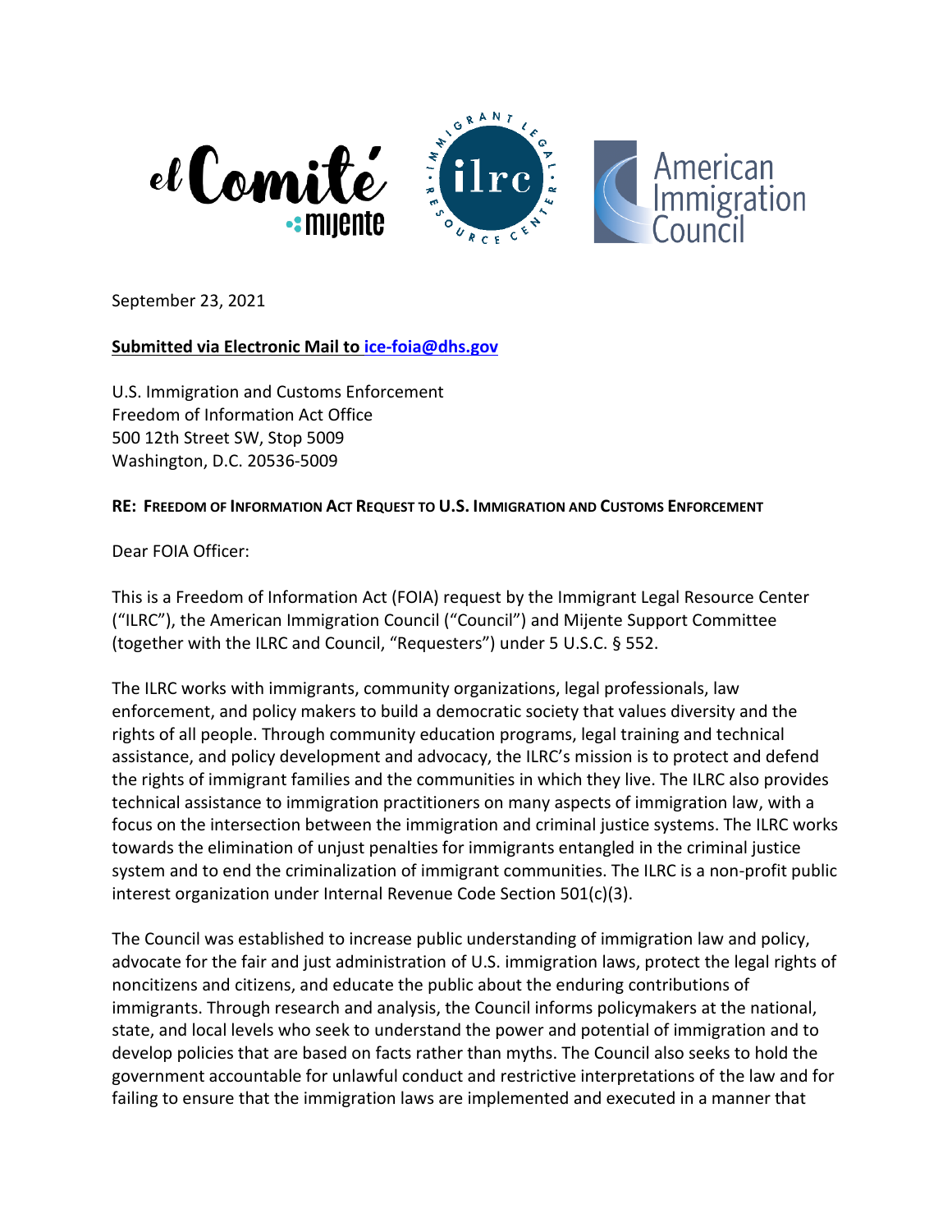September 23, 2021

**Submitted via Electronic Mail to ice-foia@dhs.gov**

U.S. Immigration and Customs Enforcement
Freedom of Information Act Office
500 12th Street SW, Stop 5009
Washington, D.C. 20536-5009

**RE: FREEDOM OF INFORMATION ACT REQUEST TO U.S. IMMIGRATION AND CUSTOMS ENFORCEMENT**

Dear FOIA Officer:

This is a Freedom of Information Act (FOIA) request by the Immigrant Legal Resource Center ("ILRC"), the American Immigration Council ("Council") and Mijente Support Committee (together with the ILRC and Council, "Requesters") under 5 U.S.C. § 552.

The ILRC works with immigrants, community organizations, legal professionals, law enforcement, and policy makers to build a democratic society that values diversity and the rights of all people. Through community education programs, legal training and technical assistance, and policy development and advocacy, the ILRC's mission is to protect and defend the rights of immigrant families and the communities in which they live. The ILRC also provides technical assistance to immigration practitioners on many aspects of immigration law, with a focus on the intersection between the immigration and criminal justice systems. The ILRC works towards the elimination of unjust penalties for immigrants entangled in the criminal justice system and to end the criminalization of immigrant communities. The ILRC is a non-profit public interest organization under Internal Revenue Code Section 501(c)(3).

The Council was established to increase public understanding of immigration law and policy, advocate for the fair and just administration of U.S. immigration laws, protect the legal rights of noncitizens and citizens, and educate the public about the enduring contributions of immigrants. Through research and analysis, the Council informs policymakers at the national, state, and local levels who seek to understand the power and potential of immigration and to develop policies that are based on facts rather than myths. The Council also seeks to hold the government accountable for unlawful conduct and restrictive interpretations of the law and for failing to ensure that the immigration laws are implemented and executed in a manner that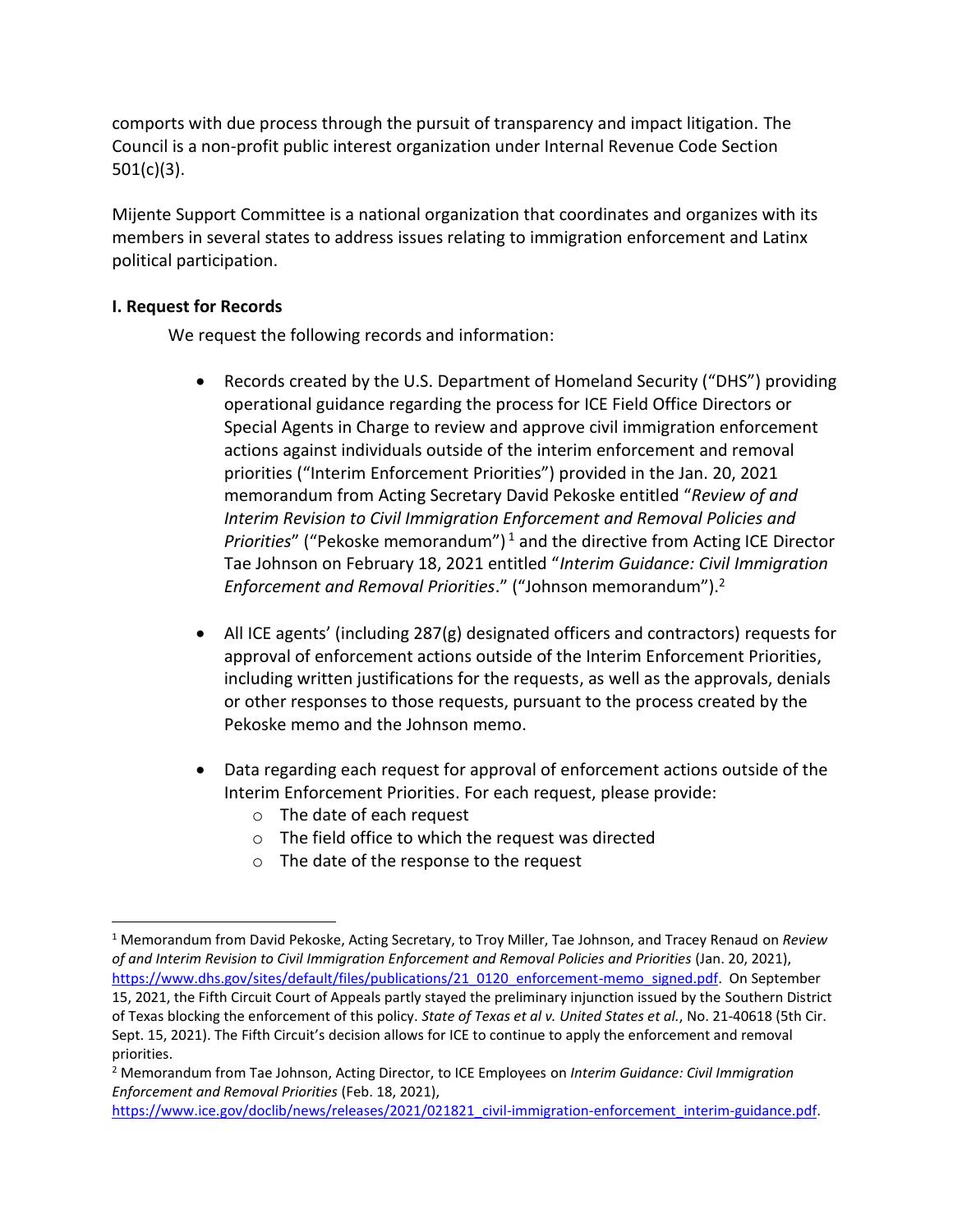comports with due process through the pursuit of transparency and impact litigation. The Council is a non-profit public interest organization under Internal Revenue Code Section 501(c)(3).

Mijente Support Committee is a national organization that coordinates and organizes with its members in several states to address issues relating to immigration enforcement and Latinx political participation.

**I. Request for Records**

We request the following records and information:

- Records created by the U.S. Department of Homeland Security ("DHS") providing operational guidance regarding the process for ICE Field Office Directors or Special Agents in Charge to review and approve civil immigration enforcement actions against individuals outside of the interim enforcement and removal priorities ("Interim Enforcement Priorities") provided in the Jan. 20, 2021 memorandum from Acting Secretary David Pekoske entitled "*Review of and Interim Revision to Civil Immigration Enforcement and Removal Policies and Priorities*" ("Pekoske memorandum")[1] and the directive from Acting ICE Director Tae Johnson on February 18, 2021 entitled "*Interim Guidance: Civil Immigration Enforcement and Removal Priorities*." ("Johnson memorandum").[2]

- All ICE agents' (including 287(g) designated officers and contractors) requests for approval of enforcement actions outside of the Interim Enforcement Priorities, including written justifications for the requests, as well as the approvals, denials or other responses to those requests, pursuant to the process created by the Pekoske memo and the Johnson memo.

- Data regarding each request for approval of enforcement actions outside of the Interim Enforcement Priorities. For each request, please provide:
  - The date of each request
  - The field office to which the request was directed
  - The date of the response to the request

---

[1] Memorandum from David Pekoske, Acting Secretary, to Troy Miller, Tae Johnson, and Tracey Renaud on *Review of and Interim Revision to Civil Immigration Enforcement and Removal Policies and Priorities* (Jan. 20, 2021), https://www.dhs.gov/sites/default/files/publications/21_0120_enforcement-memo_signed.pdf. On September 15, 2021, the Fifth Circuit Court of Appeals partly stayed the preliminary injunction issued by the Southern District of Texas blocking the enforcement of this policy. *State of Texas et al v. United States et al.*, No. 21-40618 (5th Cir. Sept. 15, 2021). The Fifth Circuit's decision allows for ICE to continue to apply the enforcement and removal priorities.

[2] Memorandum from Tae Johnson, Acting Director, to ICE Employees on *Interim Guidance: Civil Immigration Enforcement and Removal Priorities* (Feb. 18, 2021), https://www.ice.gov/doclib/news/releases/2021/021821_civil-immigration-enforcement_interim-guidance.pdf.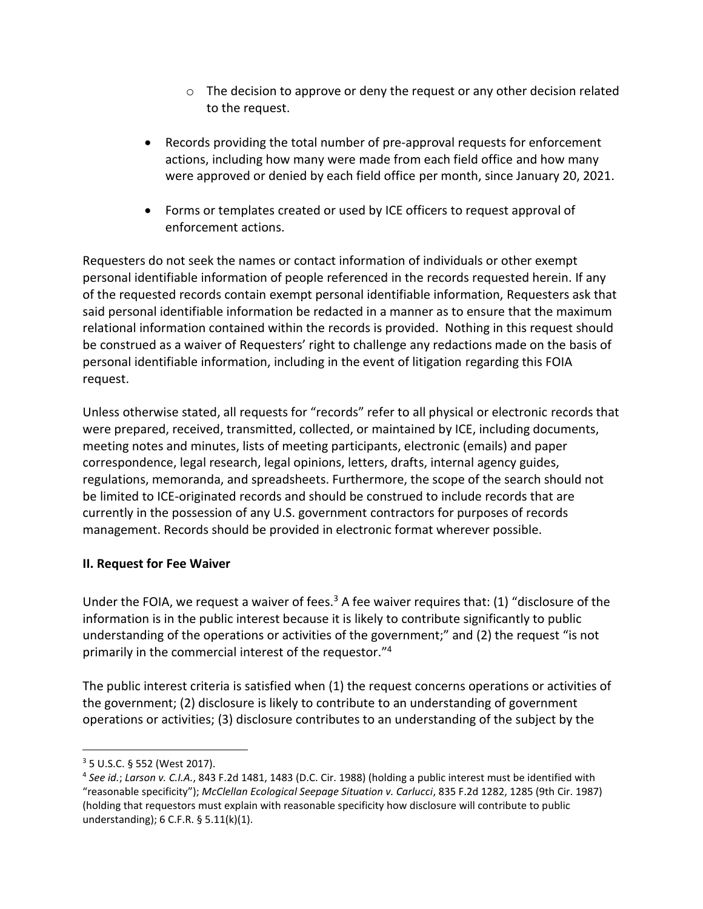- The decision to approve or deny the request or any other decision related to the request.

- Records providing the total number of pre-approval requests for enforcement actions, including how many were made from each field office and how many were approved or denied by each field office per month, since January 20, 2021.

- Forms or templates created or used by ICE officers to request approval of enforcement actions.

Requesters do not seek the names or contact information of individuals or other exempt personal identifiable information of people referenced in the records requested herein. If any of the requested records contain exempt personal identifiable information, Requesters ask that said personal identifiable information be redacted in a manner as to ensure that the maximum relational information contained within the records is provided. Nothing in this request should be construed as a waiver of Requesters' right to challenge any redactions made on the basis of personal identifiable information, including in the event of litigation regarding this FOIA request.

Unless otherwise stated, all requests for "records" refer to all physical or electronic records that were prepared, received, transmitted, collected, or maintained by ICE, including documents, meeting notes and minutes, lists of meeting participants, electronic (emails) and paper correspondence, legal research, legal opinions, letters, drafts, internal agency guides, regulations, memoranda, and spreadsheets. Furthermore, the scope of the search should not be limited to ICE-originated records and should be construed to include records that are currently in the possession of any U.S. government contractors for purposes of records management. Records should be provided in electronic format wherever possible.

**II. Request for Fee Waiver**

Under the FOIA, we request a waiver of fees.[3] A fee waiver requires that: (1) "disclosure of the information is in the public interest because it is likely to contribute significantly to public understanding of the operations or activities of the government;" and (2) the request "is not primarily in the commercial interest of the requestor."[4]

The public interest criteria is satisfied when (1) the request concerns operations or activities of the government; (2) disclosure is likely to contribute to an understanding of government operations or activities; (3) disclosure contributes to an understanding of the subject by the

---

[3] 5 U.S.C. § 552 (West 2017).

[4] *See id.*; *Larson v. C.I.A.*, 843 F.2d 1481, 1483 (D.C. Cir. 1988) (holding a public interest must be identified with "reasonable specificity"); *McClellan Ecological Seepage Situation v. Carlucci*, 835 F.2d 1282, 1285 (9th Cir. 1987) (holding that requestors must explain with reasonable specificity how disclosure will contribute to public understanding); 6 C.F.R. § 5.11(k)(1).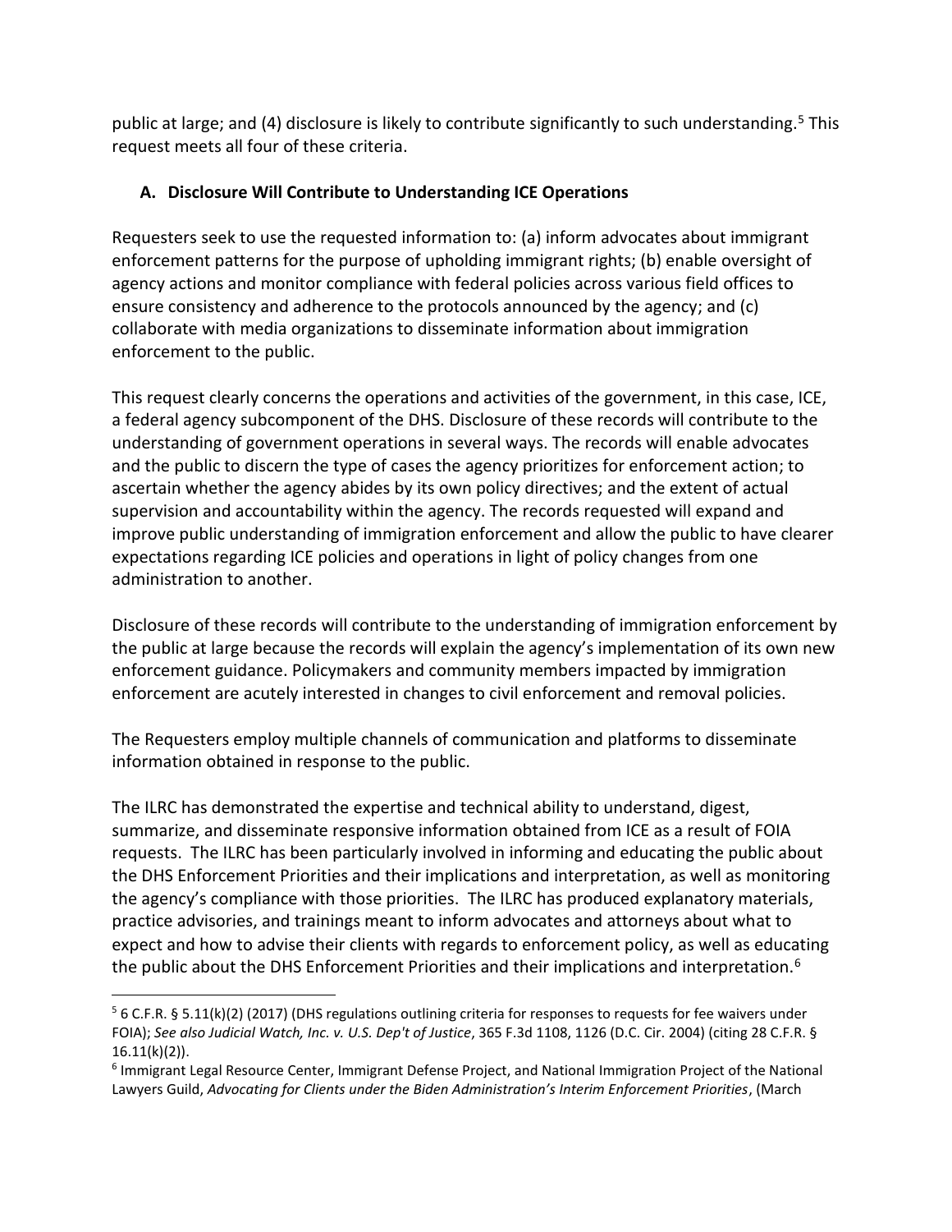public at large; and (4) disclosure is likely to contribute significantly to such understanding.[5] This request meets all four of these criteria.

### A. Disclosure Will Contribute to Understanding ICE Operations

Requesters seek to use the requested information to: (a) inform advocates about immigrant enforcement patterns for the purpose of upholding immigrant rights; (b) enable oversight of agency actions and monitor compliance with federal policies across various field offices to ensure consistency and adherence to the protocols announced by the agency; and (c) collaborate with media organizations to disseminate information about immigration enforcement to the public.

This request clearly concerns the operations and activities of the government, in this case, ICE, a federal agency subcomponent of the DHS. Disclosure of these records will contribute to the understanding of government operations in several ways. The records will enable advocates and the public to discern the type of cases the agency prioritizes for enforcement action; to ascertain whether the agency abides by its own policy directives; and the extent of actual supervision and accountability within the agency. The records requested will expand and improve public understanding of immigration enforcement and allow the public to have clearer expectations regarding ICE policies and operations in light of policy changes from one administration to another.

Disclosure of these records will contribute to the understanding of immigration enforcement by the public at large because the records will explain the agency's implementation of its own new enforcement guidance. Policymakers and community members impacted by immigration enforcement are acutely interested in changes to civil enforcement and removal policies.

The Requesters employ multiple channels of communication and platforms to disseminate information obtained in response to the public.

The ILRC has demonstrated the expertise and technical ability to understand, digest, summarize, and disseminate responsive information obtained from ICE as a result of FOIA requests. The ILRC has been particularly involved in informing and educating the public about the DHS Enforcement Priorities and their implications and interpretation, as well as monitoring the agency's compliance with those priorities. The ILRC has produced explanatory materials, practice advisories, and trainings meant to inform advocates and attorneys about what to expect and how to advise their clients with regards to enforcement policy, as well as educating the public about the DHS Enforcement Priorities and their implications and interpretation.[6]

---

[5] 6 C.F.R. § 5.11(k)(2) (2017) (DHS regulations outlining criteria for responses to requests for fee waivers under FOIA); *See also Judicial Watch, Inc. v. U.S. Dep't of Justice*, 365 F.3d 1108, 1126 (D.C. Cir. 2004) (citing 28 C.F.R. § 16.11(k)(2)).

[6] Immigrant Legal Resource Center, Immigrant Defense Project, and National Immigration Project of the National Lawyers Guild, *Advocating for Clients under the Biden Administration's Interim Enforcement Priorities*, (March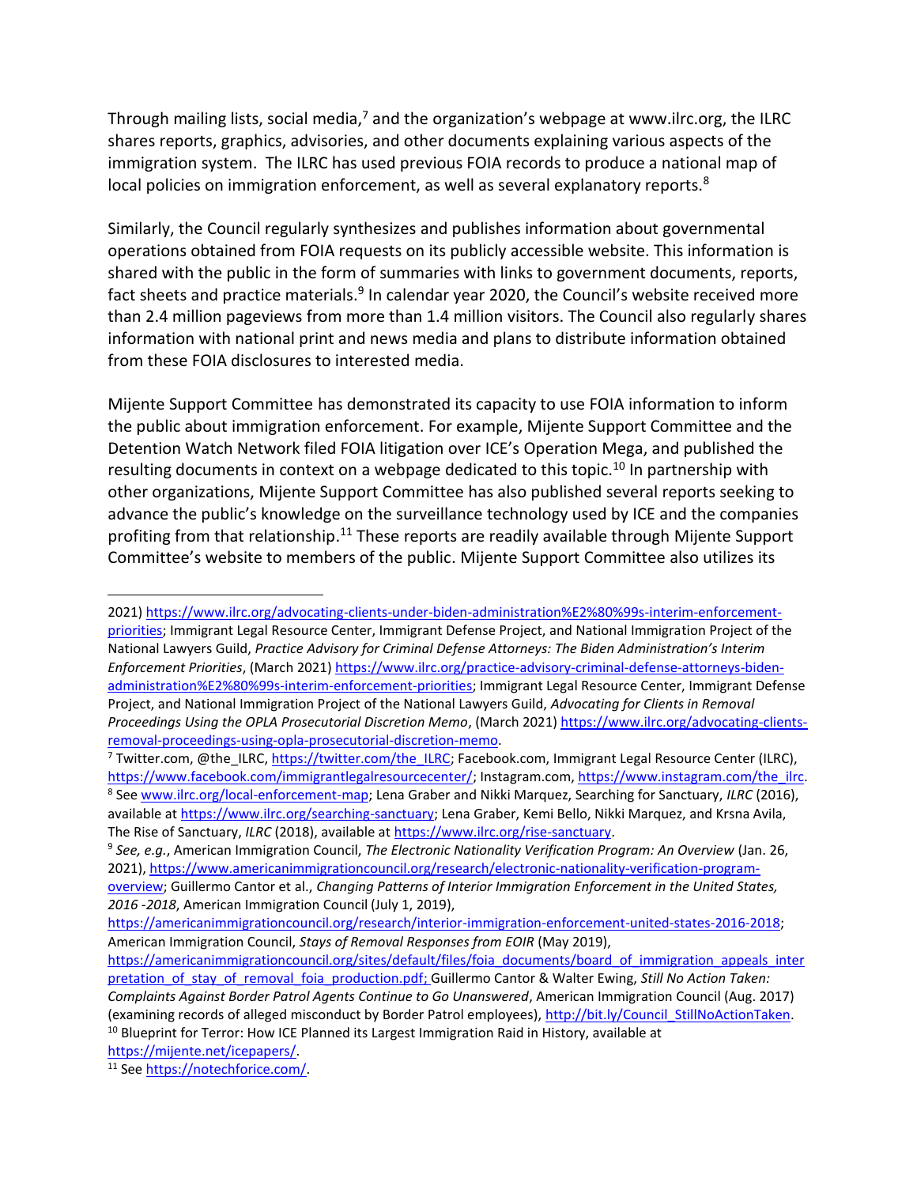Through mailing lists, social media,[7] and the organization's webpage at www.ilrc.org, the ILRC shares reports, graphics, advisories, and other documents explaining various aspects of the immigration system. The ILRC has used previous FOIA records to produce a national map of local policies on immigration enforcement, as well as several explanatory reports.[8]

Similarly, the Council regularly synthesizes and publishes information about governmental operations obtained from FOIA requests on its publicly accessible website. This information is shared with the public in the form of summaries with links to government documents, reports, fact sheets and practice materials.[9] In calendar year 2020, the Council's website received more than 2.4 million pageviews from more than 1.4 million visitors. The Council also regularly shares information with national print and news media and plans to distribute information obtained from these FOIA disclosures to interested media.

Mijente Support Committee has demonstrated its capacity to use FOIA information to inform the public about immigration enforcement. For example, Mijente Support Committee and the Detention Watch Network filed FOIA litigation over ICE's Operation Mega, and published the resulting documents in context on a webpage dedicated to this topic.[10] In partnership with other organizations, Mijente Support Committee has also published several reports seeking to advance the public's knowledge on the surveillance technology used by ICE and the companies profiting from that relationship.[11] These reports are readily available through Mijente Support Committee's website to members of the public. Mijente Support Committee also utilizes its

---

2021) https://www.ilrc.org/advocating-clients-under-biden-administration%E2%80%99s-interim-enforcement-priorities; Immigrant Legal Resource Center, Immigrant Defense Project, and National Immigration Project of the National Lawyers Guild, *Practice Advisory for Criminal Defense Attorneys: The Biden Administration's Interim Enforcement Priorities*, (March 2021) https://www.ilrc.org/practice-advisory-criminal-defense-attorneys-biden-administration%E2%80%99s-interim-enforcement-priorities; Immigrant Legal Resource Center, Immigrant Defense Project, and National Immigration Project of the National Lawyers Guild, *Advocating for Clients in Removal Proceedings Using the OPLA Prosecutorial Discretion Memo*, (March 2021) https://www.ilrc.org/advocating-clients-removal-proceedings-using-opla-prosecutorial-discretion-memo.

[7] Twitter.com, @the_ILRC, https://twitter.com/the_ILRC; Facebook.com, Immigrant Legal Resource Center (ILRC), https://www.facebook.com/immigrantlegalresourcecenter/; Instagram.com, https://www.instagram.com/the_ilrc.

[8] See www.ilrc.org/local-enforcement-map; Lena Graber and Nikki Marquez, Searching for Sanctuary, *ILRC* (2016), available at https://www.ilrc.org/searching-sanctuary; Lena Graber, Kemi Bello, Nikki Marquez, and Krsna Avila, The Rise of Sanctuary, *ILRC* (2018), available at https://www.ilrc.org/rise-sanctuary.

[9] *See, e.g.*, American Immigration Council, *The Electronic Nationality Verification Program: An Overview* (Jan. 26, 2021), https://www.americanimmigrationcouncil.org/research/electronic-nationality-verification-program-overview; Guillermo Cantor et al., *Changing Patterns of Interior Immigration Enforcement in the United States, 2016 -2018*, American Immigration Council (July 1, 2019), https://americanimmigrationcouncil.org/research/interior-immigration-enforcement-united-states-2016-2018; American Immigration Council, *Stays of Removal Responses from EOIR* (May 2019), https://americanimmigrationcouncil.org/sites/default/files/foia_documents/board_of_immigration_appeals_interpretation_of_stay_of_removal_foia_production.pdf; Guillermo Cantor & Walter Ewing, *Still No Action Taken: Complaints Against Border Patrol Agents Continue to Go Unanswered*, American Immigration Council (Aug. 2017) (examining records of alleged misconduct by Border Patrol employees), http://bit.ly/Council_StillNoActionTaken.

[10] Blueprint for Terror: How ICE Planned its Largest Immigration Raid in History, available at https://mijente.net/icepapers/.

[11] See https://notechforice.com/.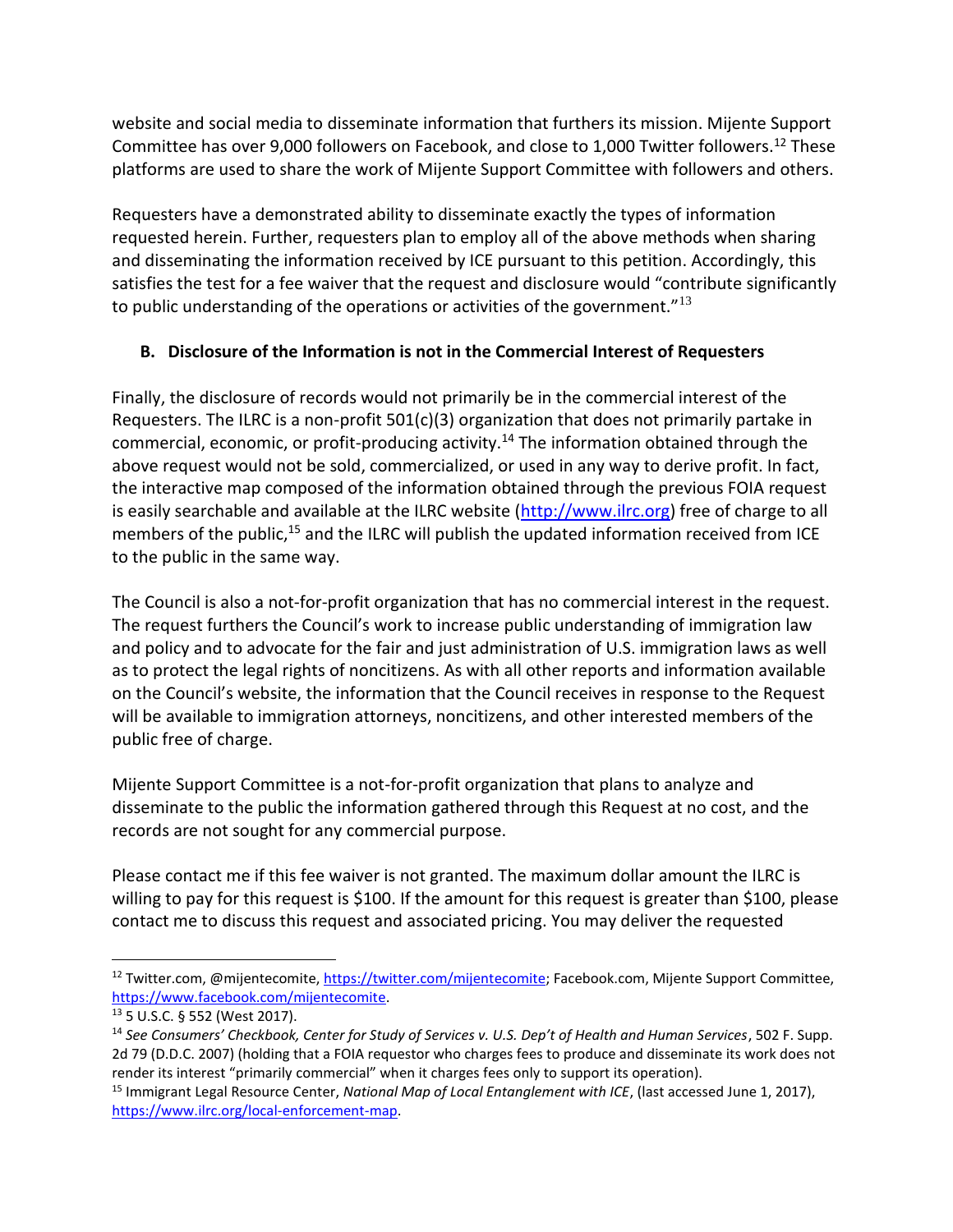website and social media to disseminate information that furthers its mission. Mijente Support Committee has over 9,000 followers on Facebook, and close to 1,000 Twitter followers.[12] These platforms are used to share the work of Mijente Support Committee with followers and others.

Requesters have a demonstrated ability to disseminate exactly the types of information requested herein. Further, requesters plan to employ all of the above methods when sharing and disseminating the information received by ICE pursuant to this petition. Accordingly, this satisfies the test for a fee waiver that the request and disclosure would "contribute significantly to public understanding of the operations or activities of the government."[13]

### B. Disclosure of the Information is not in the Commercial Interest of Requesters

Finally, the disclosure of records would not primarily be in the commercial interest of the Requesters. The ILRC is a non-profit 501(c)(3) organization that does not primarily partake in commercial, economic, or profit-producing activity.[14] The information obtained through the above request would not be sold, commercialized, or used in any way to derive profit. In fact, the interactive map composed of the information obtained through the previous FOIA request is easily searchable and available at the ILRC website (http://www.ilrc.org) free of charge to all members of the public,[15] and the ILRC will publish the updated information received from ICE to the public in the same way.

The Council is also a not-for-profit organization that has no commercial interest in the request. The request furthers the Council's work to increase public understanding of immigration law and policy and to advocate for the fair and just administration of U.S. immigration laws as well as to protect the legal rights of noncitizens. As with all other reports and information available on the Council's website, the information that the Council receives in response to the Request will be available to immigration attorneys, noncitizens, and other interested members of the public free of charge.

Mijente Support Committee is a not-for-profit organization that plans to analyze and disseminate to the public the information gathered through this Request at no cost, and the records are not sought for any commercial purpose.

Please contact me if this fee waiver is not granted. The maximum dollar amount the ILRC is willing to pay for this request is $100. If the amount for this request is greater than $100, please contact me to discuss this request and associated pricing. You may deliver the requested

---

[12] Twitter.com, @mijentecomite, https://twitter.com/mijentecomite; Facebook.com, Mijente Support Committee, https://www.facebook.com/mijentecomite.

[13] 5 U.S.C. § 552 (West 2017).

[14] *See Consumers' Checkbook, Center for Study of Services v. U.S. Dep't of Health and Human Services*, 502 F. Supp. 2d 79 (D.D.C. 2007) (holding that a FOIA requestor who charges fees to produce and disseminate its work does not render its interest "primarily commercial" when it charges fees only to support its operation).

[15] Immigrant Legal Resource Center, *National Map of Local Entanglement with ICE*, (last accessed June 1, 2017), https://www.ilrc.org/local-enforcement-map.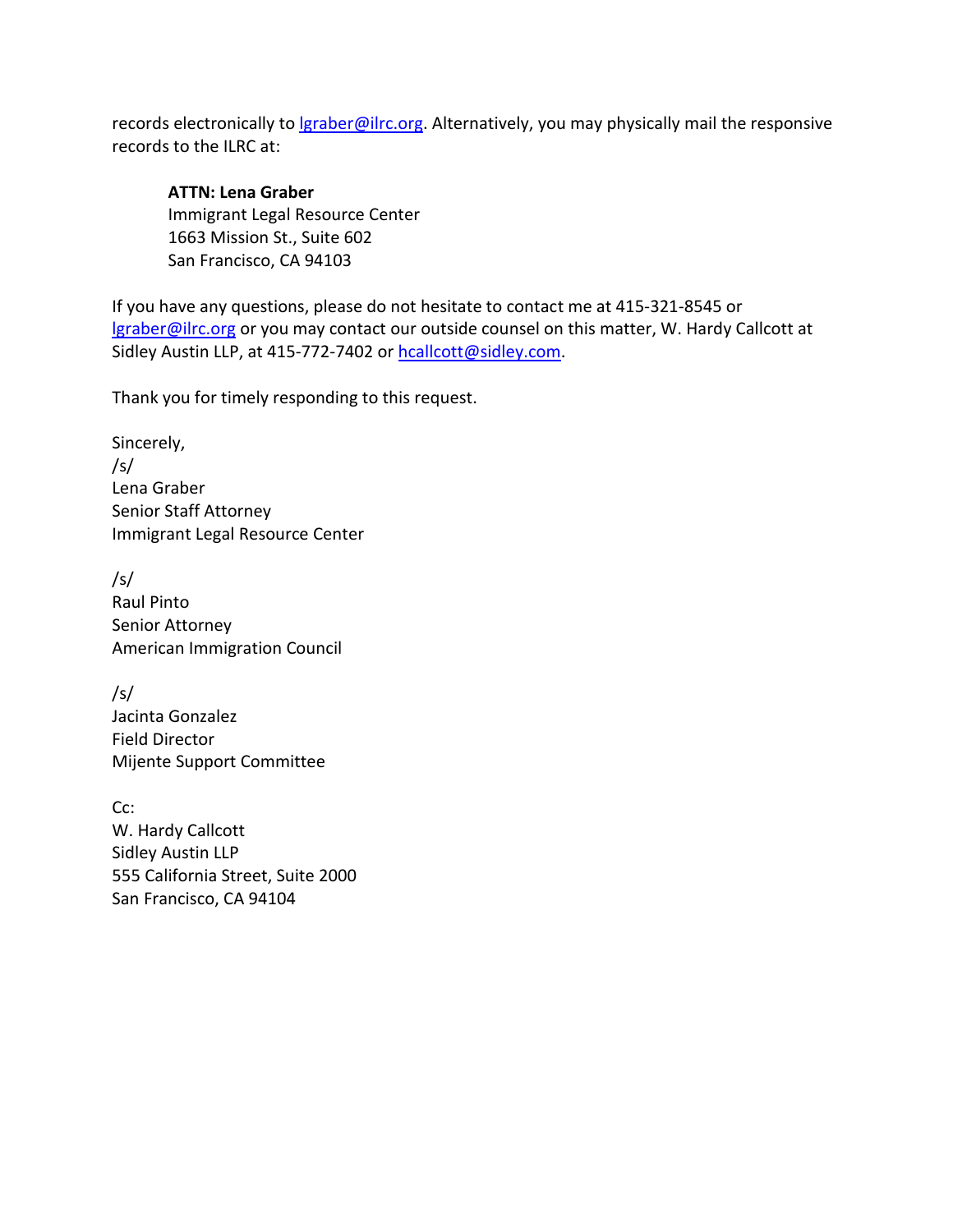records electronically to lgraber@ilrc.org. Alternatively, you may physically mail the responsive records to the ILRC at:

> **ATTN: Lena Graber**
> Immigrant Legal Resource Center
> 1663 Mission St., Suite 602
> San Francisco, CA 94103

If you have any questions, please do not hesitate to contact me at 415-321-8545 or lgraber@ilrc.org or you may contact our outside counsel on this matter, W. Hardy Callcott at Sidley Austin LLP, at 415-772-7402 or hcallcott@sidley.com.

Thank you for timely responding to this request.

Sincerely,
/s/
Lena Graber
Senior Staff Attorney
Immigrant Legal Resource Center

/s/
Raul Pinto
Senior Attorney
American Immigration Council

/s/
Jacinta Gonzalez
Field Director
Mijente Support Committee

Cc:
W. Hardy Callcott
Sidley Austin LLP
555 California Street, Suite 2000
San Francisco, CA 94104